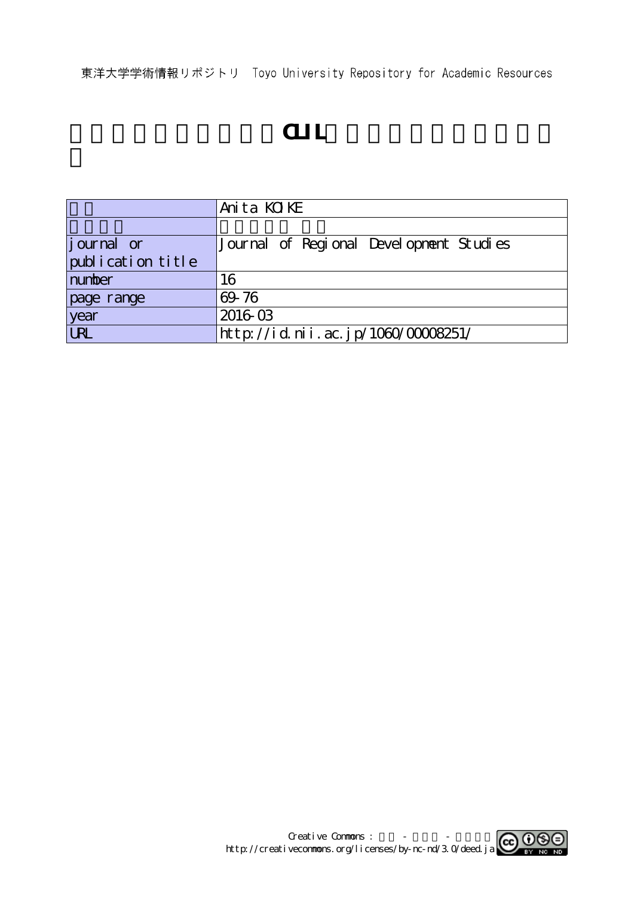東洋大学学術情報リポジトリ Toyo University Repository for Academic Resources

# CLIL

| | Anita KOIKE |
|---|---|
| | |
| journal or publication title | Journal of Regional Development Studies |
| number | 16 |
| page range | 69-76 |
| year | 2016-03 |
| URL | http://id.nii.ac.jp/1060/00008251/ |

Creative Commons : - -
http://creativecommons.org/licenses/by-nc-nd/3.0/deed.ja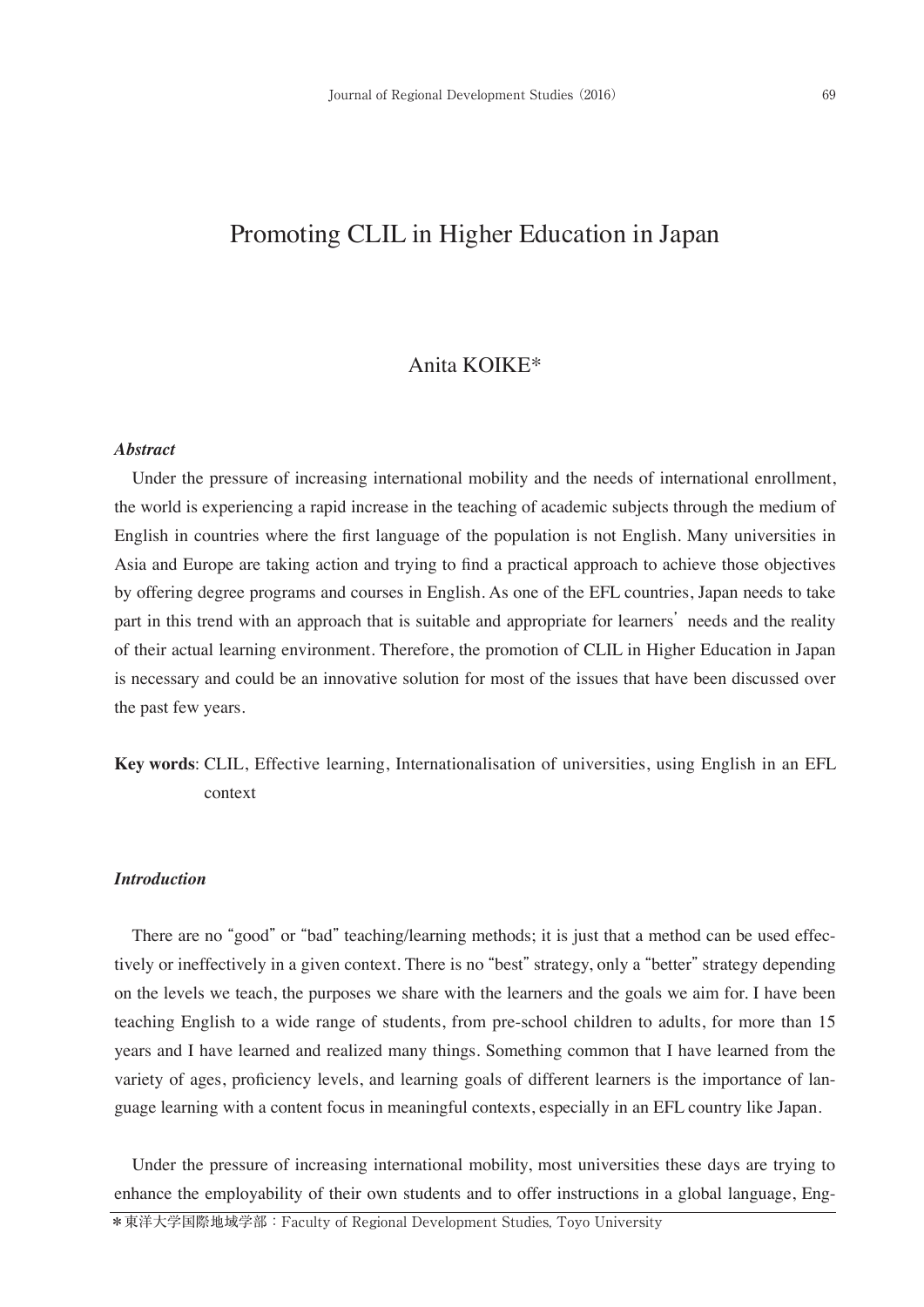# Promoting CLIL in Higher Education in Japan

Anita KOIKE*

***Abstract***

Under the pressure of increasing international mobility and the needs of international enrollment, the world is experiencing a rapid increase in the teaching of academic subjects through the medium of English in countries where the first language of the population is not English. Many universities in Asia and Europe are taking action and trying to find a practical approach to achieve those objectives by offering degree programs and courses in English. As one of the EFL countries, Japan needs to take part in this trend with an approach that is suitable and appropriate for learners' needs and the reality of their actual learning environment. Therefore, the promotion of CLIL in Higher Education in Japan is necessary and could be an innovative solution for most of the issues that have been discussed over the past few years.

**Key words**: CLIL, Effective learning, Internationalisation of universities, using English in an EFL context

***Introduction***

There are no "good" or "bad" teaching/learning methods; it is just that a method can be used effectively or ineffectively in a given context. There is no "best" strategy, only a "better" strategy depending on the levels we teach, the purposes we share with the learners and the goals we aim for. I have been teaching English to a wide range of students, from pre-school children to adults, for more than 15 years and I have learned and realized many things. Something common that I have learned from the variety of ages, proficiency levels, and learning goals of different learners is the importance of language learning with a content focus in meaningful contexts, especially in an EFL country like Japan.

Under the pressure of increasing international mobility, most universities these days are trying to enhance the employability of their own students and to offer instructions in a global language, Eng-

*東洋大学国際地域学部：Faculty of Regional Development Studies, Toyo University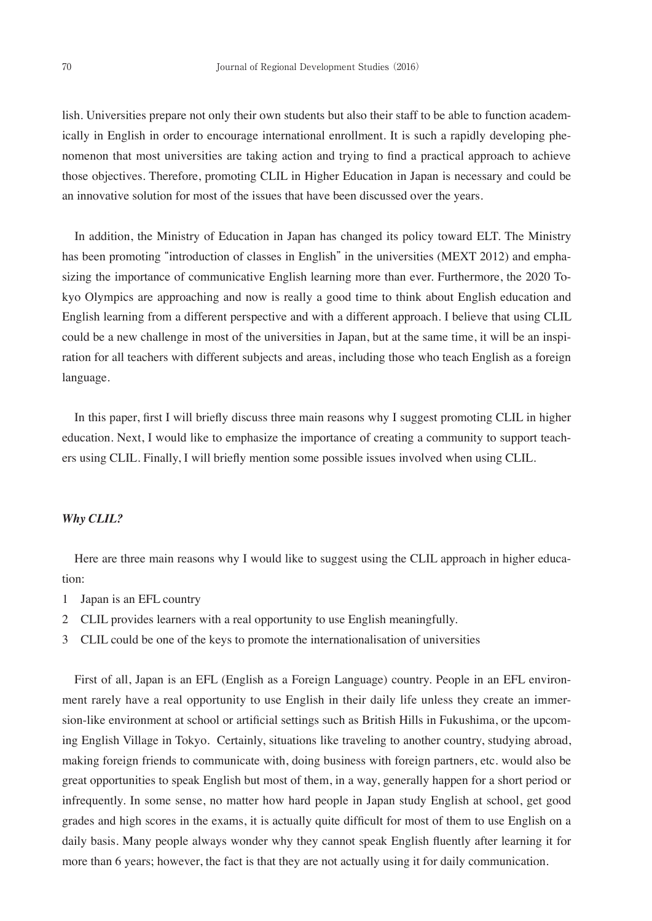lish. Universities prepare not only their own students but also their staff to be able to function academically in English in order to encourage international enrollment. It is such a rapidly developing phenomenon that most universities are taking action and trying to find a practical approach to achieve those objectives. Therefore, promoting CLIL in Higher Education in Japan is necessary and could be an innovative solution for most of the issues that have been discussed over the years.

In addition, the Ministry of Education in Japan has changed its policy toward ELT. The Ministry has been promoting "introduction of classes in English" in the universities (MEXT 2012) and emphasizing the importance of communicative English learning more than ever. Furthermore, the 2020 Tokyo Olympics are approaching and now is really a good time to think about English education and English learning from a different perspective and with a different approach. I believe that using CLIL could be a new challenge in most of the universities in Japan, but at the same time, it will be an inspiration for all teachers with different subjects and areas, including those who teach English as a foreign language.

In this paper, first I will briefly discuss three main reasons why I suggest promoting CLIL in higher education. Next, I would like to emphasize the importance of creating a community to support teachers using CLIL. Finally, I will briefly mention some possible issues involved when using CLIL.

### *Why CLIL?*

Here are three main reasons why I would like to suggest using the CLIL approach in higher education:

1 Japan is an EFL country

2 CLIL provides learners with a real opportunity to use English meaningfully.

3 CLIL could be one of the keys to promote the internationalisation of universities

First of all, Japan is an EFL (English as a Foreign Language) country. People in an EFL environment rarely have a real opportunity to use English in their daily life unless they create an immersion-like environment at school or artificial settings such as British Hills in Fukushima, or the upcoming English Village in Tokyo. Certainly, situations like traveling to another country, studying abroad, making foreign friends to communicate with, doing business with foreign partners, etc. would also be great opportunities to speak English but most of them, in a way, generally happen for a short period or infrequently. In some sense, no matter how hard people in Japan study English at school, get good grades and high scores in the exams, it is actually quite difficult for most of them to use English on a daily basis. Many people always wonder why they cannot speak English fluently after learning it for more than 6 years; however, the fact is that they are not actually using it for daily communication.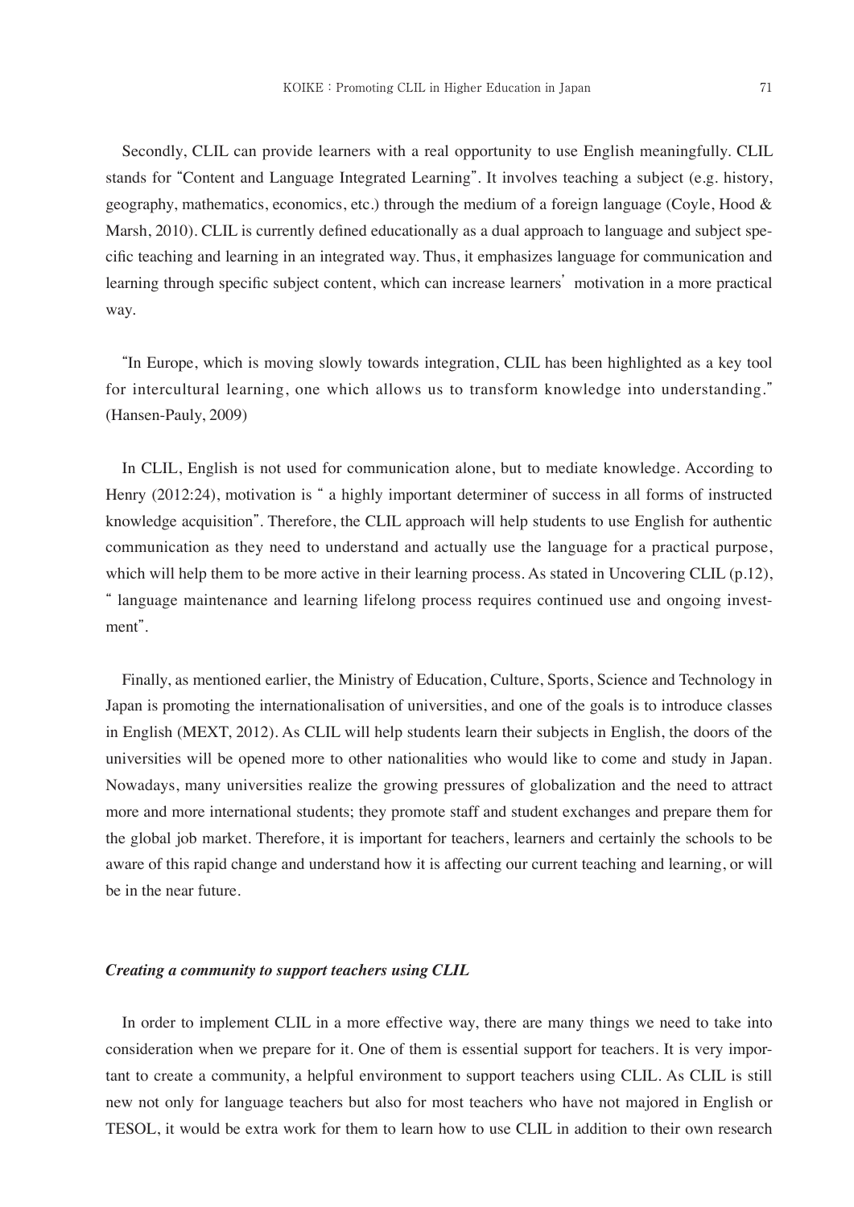Secondly, CLIL can provide learners with a real opportunity to use English meaningfully. CLIL stands for "Content and Language Integrated Learning". It involves teaching a subject (e.g. history, geography, mathematics, economics, etc.) through the medium of a foreign language (Coyle, Hood & Marsh, 2010). CLIL is currently defined educationally as a dual approach to language and subject specific teaching and learning in an integrated way. Thus, it emphasizes language for communication and learning through specific subject content, which can increase learners' motivation in a more practical way.

"In Europe, which is moving slowly towards integration, CLIL has been highlighted as a key tool for intercultural learning, one which allows us to transform knowledge into understanding." (Hansen-Pauly, 2009)

In CLIL, English is not used for communication alone, but to mediate knowledge. According to Henry (2012:24), motivation is " a highly important determiner of success in all forms of instructed knowledge acquisition". Therefore, the CLIL approach will help students to use English for authentic communication as they need to understand and actually use the language for a practical purpose, which will help them to be more active in their learning process. As stated in Uncovering CLIL (p.12), " language maintenance and learning lifelong process requires continued use and ongoing investment".

Finally, as mentioned earlier, the Ministry of Education, Culture, Sports, Science and Technology in Japan is promoting the internationalisation of universities, and one of the goals is to introduce classes in English (MEXT, 2012). As CLIL will help students learn their subjects in English, the doors of the universities will be opened more to other nationalities who would like to come and study in Japan. Nowadays, many universities realize the growing pressures of globalization and the need to attract more and more international students; they promote staff and student exchanges and prepare them for the global job market. Therefore, it is important for teachers, learners and certainly the schools to be aware of this rapid change and understand how it is affecting our current teaching and learning, or will be in the near future.

### *Creating a community to support teachers using CLIL*

In order to implement CLIL in a more effective way, there are many things we need to take into consideration when we prepare for it. One of them is essential support for teachers. It is very important to create a community, a helpful environment to support teachers using CLIL. As CLIL is still new not only for language teachers but also for most teachers who have not majored in English or TESOL, it would be extra work for them to learn how to use CLIL in addition to their own research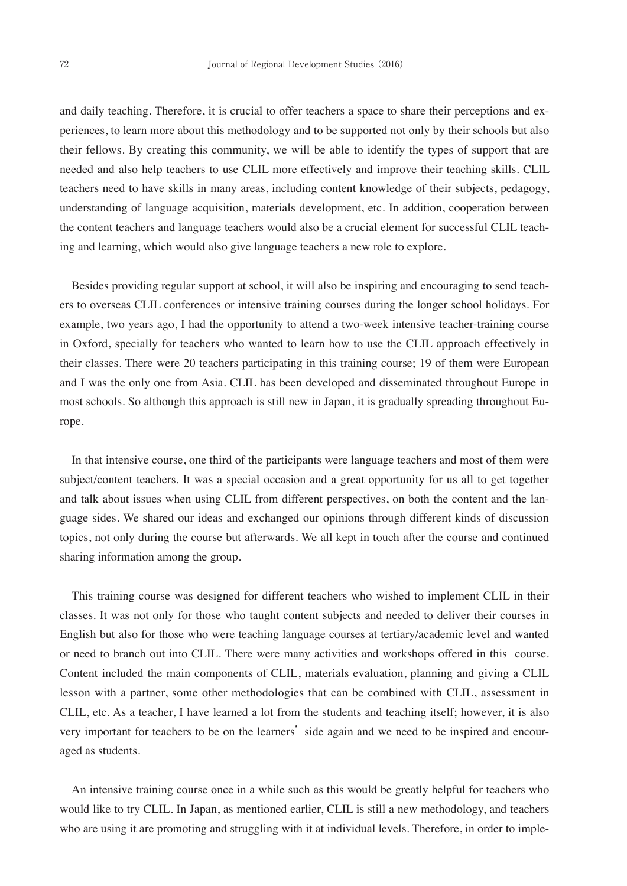and daily teaching. Therefore, it is crucial to offer teachers a space to share their perceptions and experiences, to learn more about this methodology and to be supported not only by their schools but also their fellows. By creating this community, we will be able to identify the types of support that are needed and also help teachers to use CLIL more effectively and improve their teaching skills. CLIL teachers need to have skills in many areas, including content knowledge of their subjects, pedagogy, understanding of language acquisition, materials development, etc. In addition, cooperation between the content teachers and language teachers would also be a crucial element for successful CLIL teaching and learning, which would also give language teachers a new role to explore.

Besides providing regular support at school, it will also be inspiring and encouraging to send teachers to overseas CLIL conferences or intensive training courses during the longer school holidays. For example, two years ago, I had the opportunity to attend a two-week intensive teacher-training course in Oxford, specially for teachers who wanted to learn how to use the CLIL approach effectively in their classes. There were 20 teachers participating in this training course; 19 of them were European and I was the only one from Asia. CLIL has been developed and disseminated throughout Europe in most schools. So although this approach is still new in Japan, it is gradually spreading throughout Europe.

In that intensive course, one third of the participants were language teachers and most of them were subject/content teachers. It was a special occasion and a great opportunity for us all to get together and talk about issues when using CLIL from different perspectives, on both the content and the language sides. We shared our ideas and exchanged our opinions through different kinds of discussion topics, not only during the course but afterwards. We all kept in touch after the course and continued sharing information among the group.

This training course was designed for different teachers who wished to implement CLIL in their classes. It was not only for those who taught content subjects and needed to deliver their courses in English but also for those who were teaching language courses at tertiary/academic level and wanted or need to branch out into CLIL. There were many activities and workshops offered in this course. Content included the main components of CLIL, materials evaluation, planning and giving a CLIL lesson with a partner, some other methodologies that can be combined with CLIL, assessment in CLIL, etc. As a teacher, I have learned a lot from the students and teaching itself; however, it is also very important for teachers to be on the learners' side again and we need to be inspired and encouraged as students.

An intensive training course once in a while such as this would be greatly helpful for teachers who would like to try CLIL. In Japan, as mentioned earlier, CLIL is still a new methodology, and teachers who are using it are promoting and struggling with it at individual levels. Therefore, in order to imple-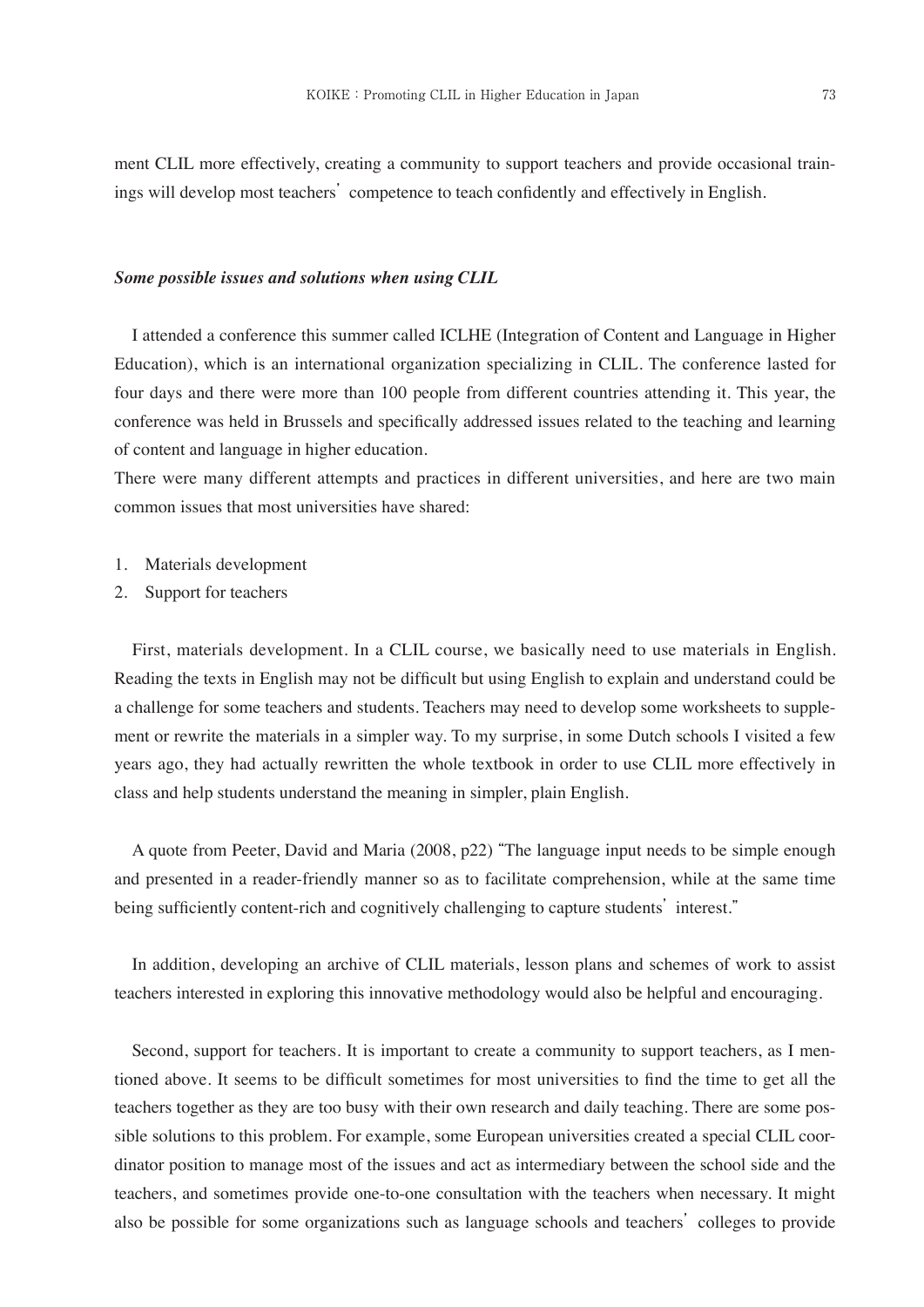ment CLIL more effectively, creating a community to support teachers and provide occasional trainings will develop most teachers' competence to teach confidently and effectively in English.

### *Some possible issues and solutions when using CLIL*

I attended a conference this summer called ICLHE (Integration of Content and Language in Higher Education), which is an international organization specializing in CLIL. The conference lasted for four days and there were more than 100 people from different countries attending it. This year, the conference was held in Brussels and specifically addressed issues related to the teaching and learning of content and language in higher education.

There were many different attempts and practices in different universities, and here are two main common issues that most universities have shared:

1. Materials development
2. Support for teachers

First, materials development. In a CLIL course, we basically need to use materials in English. Reading the texts in English may not be difficult but using English to explain and understand could be a challenge for some teachers and students. Teachers may need to develop some worksheets to supplement or rewrite the materials in a simpler way. To my surprise, in some Dutch schools I visited a few years ago, they had actually rewritten the whole textbook in order to use CLIL more effectively in class and help students understand the meaning in simpler, plain English.

A quote from Peeter, David and Maria (2008, p22) "The language input needs to be simple enough and presented in a reader-friendly manner so as to facilitate comprehension, while at the same time being sufficiently content-rich and cognitively challenging to capture students' interest."

In addition, developing an archive of CLIL materials, lesson plans and schemes of work to assist teachers interested in exploring this innovative methodology would also be helpful and encouraging.

Second, support for teachers. It is important to create a community to support teachers, as I mentioned above. It seems to be difficult sometimes for most universities to find the time to get all the teachers together as they are too busy with their own research and daily teaching. There are some possible solutions to this problem. For example, some European universities created a special CLIL coordinator position to manage most of the issues and act as intermediary between the school side and the teachers, and sometimes provide one-to-one consultation with the teachers when necessary. It might also be possible for some organizations such as language schools and teachers' colleges to provide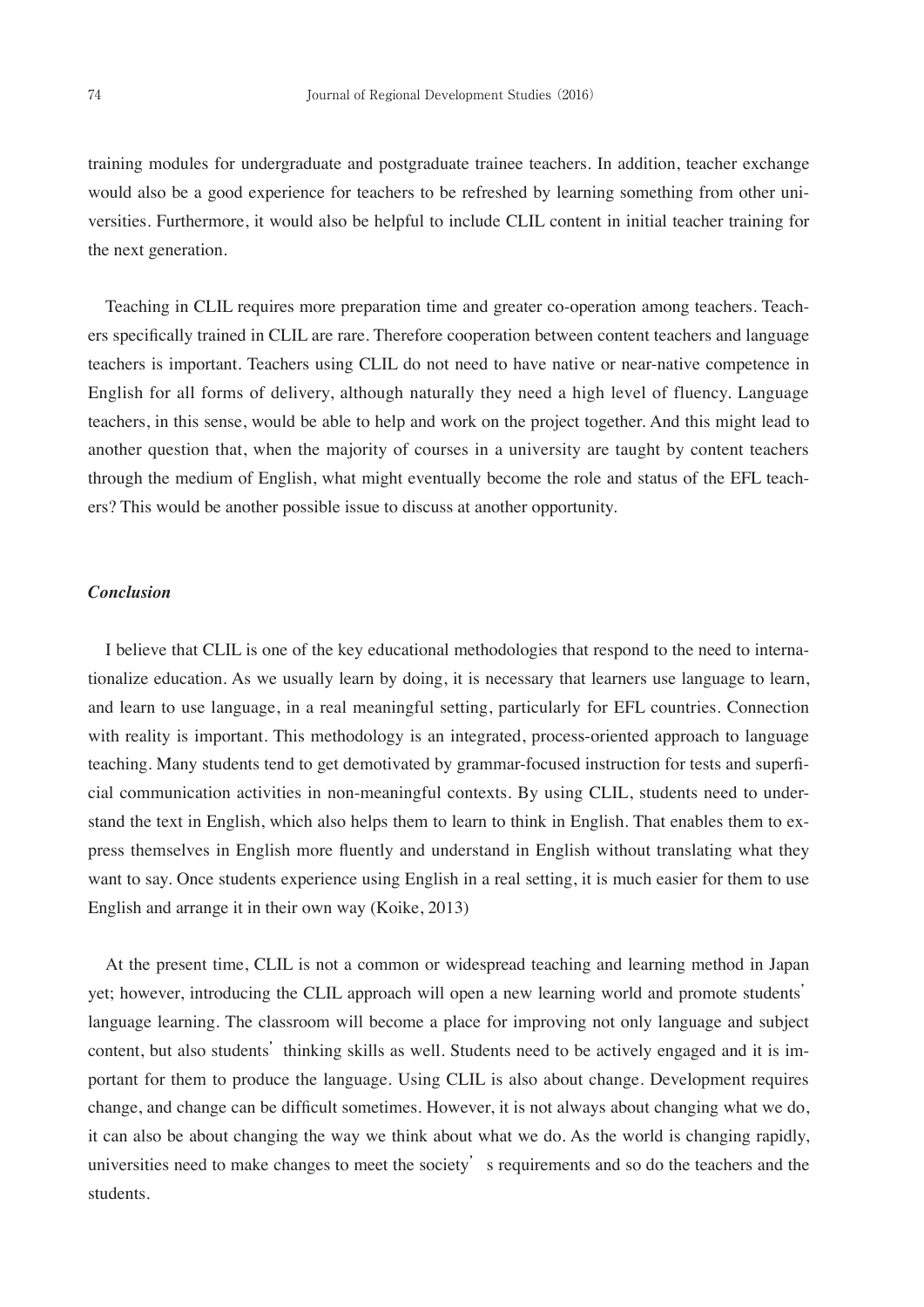training modules for undergraduate and postgraduate trainee teachers. In addition, teacher exchange would also be a good experience for teachers to be refreshed by learning something from other universities. Furthermore, it would also be helpful to include CLIL content in initial teacher training for the next generation.

Teaching in CLIL requires more preparation time and greater co-operation among teachers. Teachers specifically trained in CLIL are rare. Therefore cooperation between content teachers and language teachers is important. Teachers using CLIL do not need to have native or near-native competence in English for all forms of delivery, although naturally they need a high level of fluency. Language teachers, in this sense, would be able to help and work on the project together. And this might lead to another question that, when the majority of courses in a university are taught by content teachers through the medium of English, what might eventually become the role and status of the EFL teachers? This would be another possible issue to discuss at another opportunity.

### *Conclusion*

I believe that CLIL is one of the key educational methodologies that respond to the need to internationalize education. As we usually learn by doing, it is necessary that learners use language to learn, and learn to use language, in a real meaningful setting, particularly for EFL countries. Connection with reality is important. This methodology is an integrated, process-oriented approach to language teaching. Many students tend to get demotivated by grammar-focused instruction for tests and superficial communication activities in non-meaningful contexts. By using CLIL, students need to understand the text in English, which also helps them to learn to think in English. That enables them to express themselves in English more fluently and understand in English without translating what they want to say. Once students experience using English in a real setting, it is much easier for them to use English and arrange it in their own way (Koike, 2013)

At the present time, CLIL is not a common or widespread teaching and learning method in Japan yet; however, introducing the CLIL approach will open a new learning world and promote students' language learning. The classroom will become a place for improving not only language and subject content, but also students' thinking skills as well. Students need to be actively engaged and it is important for them to produce the language. Using CLIL is also about change. Development requires change, and change can be difficult sometimes. However, it is not always about changing what we do, it can also be about changing the way we think about what we do. As the world is changing rapidly, universities need to make changes to meet the society's requirements and so do the teachers and the students.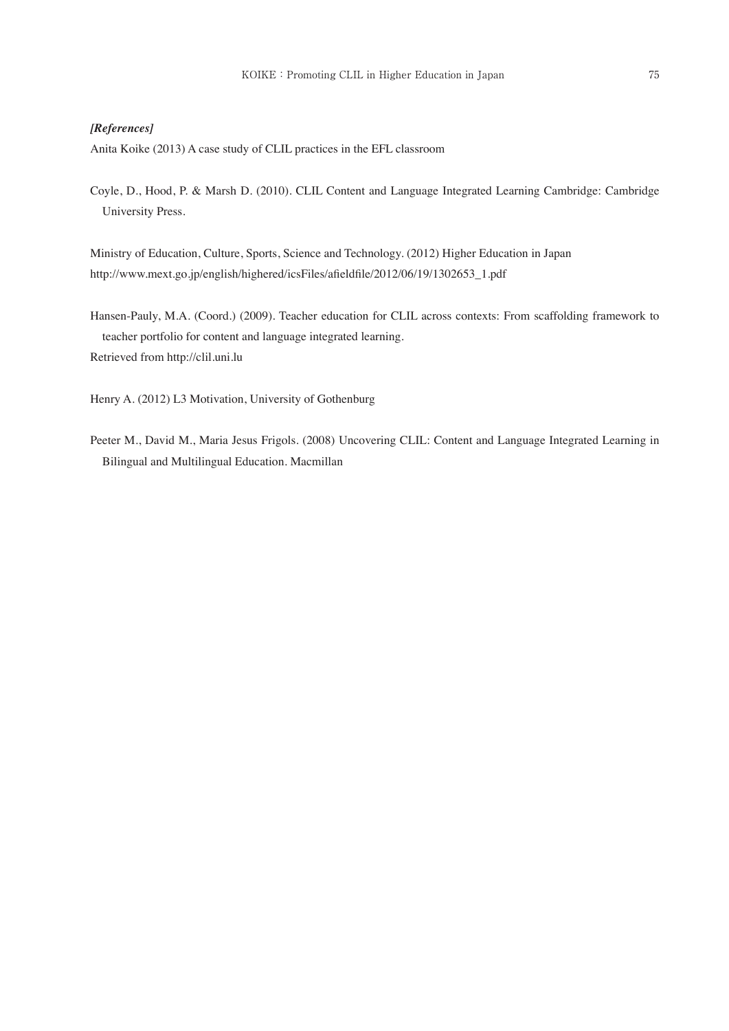***[References]***

Anita Koike (2013) A case study of CLIL practices in the EFL classroom

Coyle, D., Hood, P. & Marsh D. (2010). CLIL Content and Language Integrated Learning Cambridge: Cambridge University Press.

Ministry of Education, Culture, Sports, Science and Technology. (2012) Higher Education in Japan
http://www.mext.go.jp/english/highered/icsFiles/afieldfile/2012/06/19/1302653_1.pdf

Hansen-Pauly, M.A. (Coord.) (2009). Teacher education for CLIL across contexts: From scaffolding framework to teacher portfolio for content and language integrated learning.
Retrieved from http://clil.uni.lu

Henry A. (2012) L3 Motivation, University of Gothenburg

Peeter M., David M., Maria Jesus Frigols. (2008) Uncovering CLIL: Content and Language Integrated Learning in Bilingual and Multilingual Education. Macmillan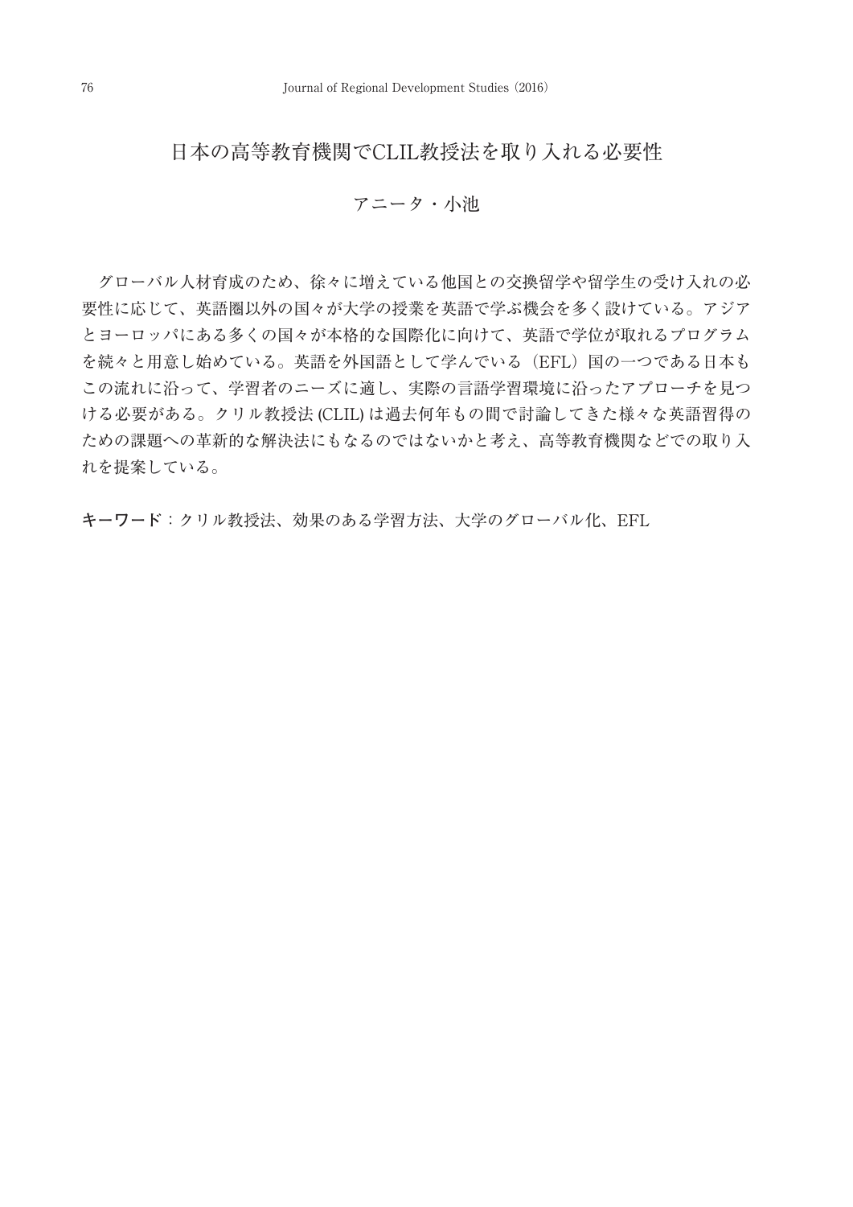# 日本の高等教育機関でCLIL教授法を取り入れる必要性

アニータ・小池

グローバル人材育成のため、徐々に増えている他国との交換留学や留学生の受け入れの必要性に応じて、英語圏以外の国々が大学の授業を英語で学ぶ機会を多く設けている。アジアとヨーロッパにある多くの国々が本格的な国際化に向けて、英語で学位が取れるプログラムを続々と用意し始めている。英語を外国語として学んでいる（EFL）国の一つである日本もこの流れに沿って、学習者のニーズに適し、実際の言語学習環境に沿ったアプローチを見つける必要がある。クリル教授法 (CLIL) は過去何年もの間で討論してきた様々な英語習得のための課題への革新的な解決法にもなるのではないかと考え、高等教育機関などでの取り入れを提案している。

**キーワード**：クリル教授法、効果のある学習方法、大学のグローバル化、EFL